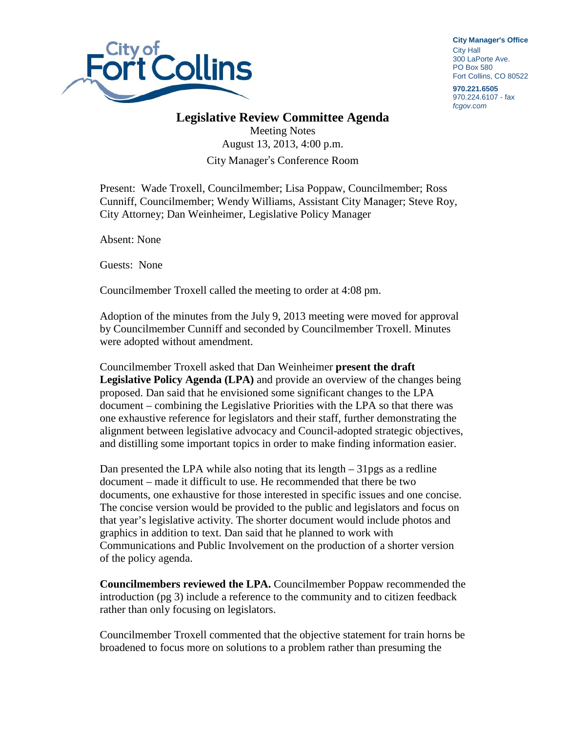City of Fort Collins

**City Manager's Office**
City Hall
300 LaPorte Ave.
PO Box 580
Fort Collins, CO 80522

**970.221.6505**
970.224.6107 - fax
*fcgov.com*

# Legislative Review Committee Agenda

Meeting Notes
August 13, 2013, 4:00 p.m.
City Manager's Conference Room

Present: Wade Troxell, Councilmember; Lisa Poppaw, Councilmember; Ross Cunniff, Councilmember; Wendy Williams, Assistant City Manager; Steve Roy, City Attorney; Dan Weinheimer, Legislative Policy Manager

Absent: None

Guests: None

Councilmember Troxell called the meeting to order at 4:08 pm.

Adoption of the minutes from the July 9, 2013 meeting were moved for approval by Councilmember Cunniff and seconded by Councilmember Troxell. Minutes were adopted without amendment.

Councilmember Troxell asked that Dan Weinheimer **present the draft Legislative Policy Agenda (LPA)** and provide an overview of the changes being proposed. Dan said that he envisioned some significant changes to the LPA document – combining the Legislative Priorities with the LPA so that there was one exhaustive reference for legislators and their staff, further demonstrating the alignment between legislative advocacy and Council-adopted strategic objectives, and distilling some important topics in order to make finding information easier.

Dan presented the LPA while also noting that its length – 31pgs as a redline document – made it difficult to use. He recommended that there be two documents, one exhaustive for those interested in specific issues and one concise. The concise version would be provided to the public and legislators and focus on that year's legislative activity. The shorter document would include photos and graphics in addition to text. Dan said that he planned to work with Communications and Public Involvement on the production of a shorter version of the policy agenda.

**Councilmembers reviewed the LPA.** Councilmember Poppaw recommended the introduction (pg 3) include a reference to the community and to citizen feedback rather than only focusing on legislators.

Councilmember Troxell commented that the objective statement for train horns be broadened to focus more on solutions to a problem rather than presuming the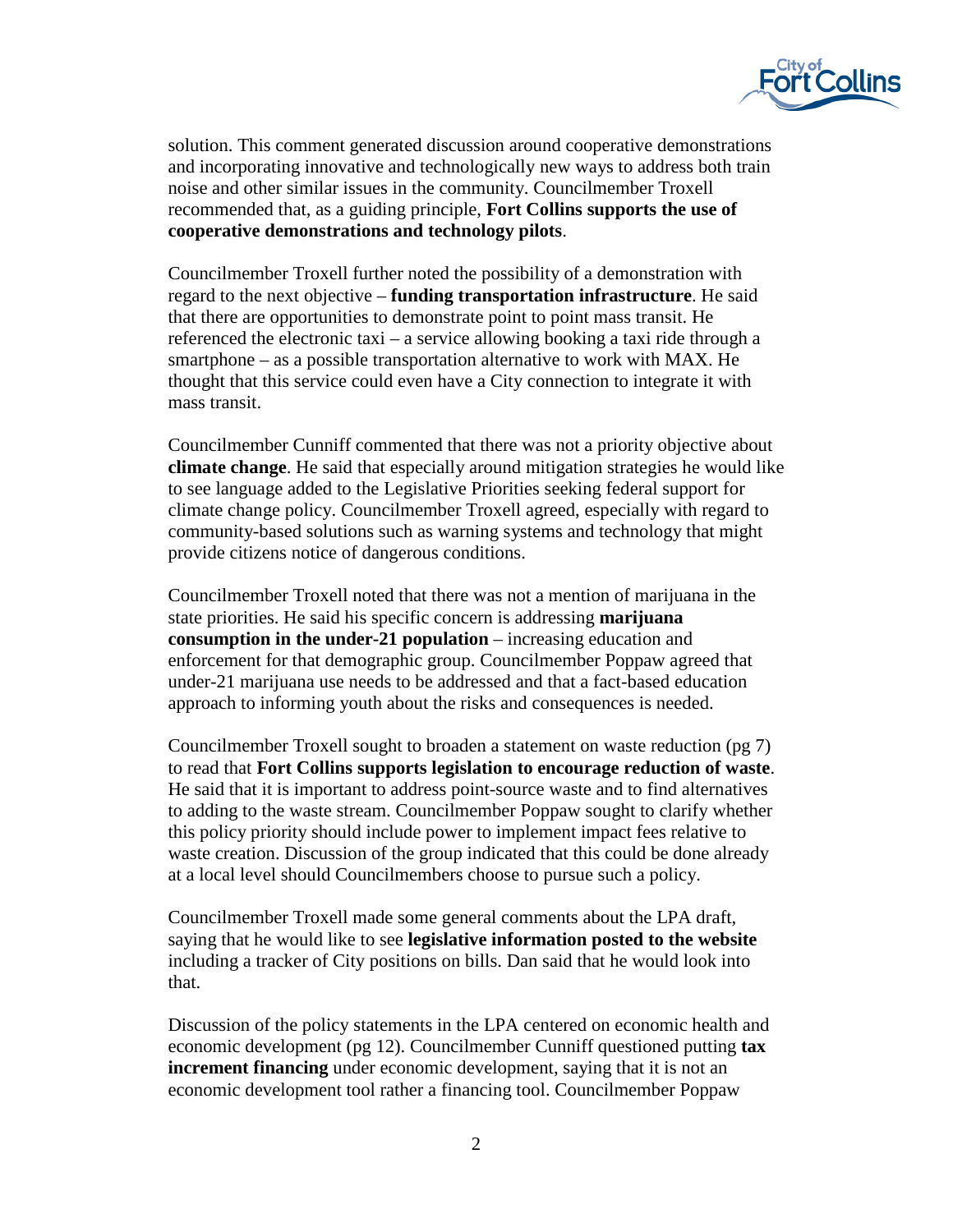solution. This comment generated discussion around cooperative demonstrations and incorporating innovative and technologically new ways to address both train noise and other similar issues in the community. Councilmember Troxell recommended that, as a guiding principle, **Fort Collins supports the use of cooperative demonstrations and technology pilots**.

Councilmember Troxell further noted the possibility of a demonstration with regard to the next objective – **funding transportation infrastructure**. He said that there are opportunities to demonstrate point to point mass transit. He referenced the electronic taxi – a service allowing booking a taxi ride through a smartphone – as a possible transportation alternative to work with MAX. He thought that this service could even have a City connection to integrate it with mass transit.

Councilmember Cunniff commented that there was not a priority objective about **climate change**. He said that especially around mitigation strategies he would like to see language added to the Legislative Priorities seeking federal support for climate change policy. Councilmember Troxell agreed, especially with regard to community-based solutions such as warning systems and technology that might provide citizens notice of dangerous conditions.

Councilmember Troxell noted that there was not a mention of marijuana in the state priorities. He said his specific concern is addressing **marijuana consumption in the under-21 population** – increasing education and enforcement for that demographic group. Councilmember Poppaw agreed that under-21 marijuana use needs to be addressed and that a fact-based education approach to informing youth about the risks and consequences is needed.

Councilmember Troxell sought to broaden a statement on waste reduction (pg 7) to read that **Fort Collins supports legislation to encourage reduction of waste**. He said that it is important to address point-source waste and to find alternatives to adding to the waste stream. Councilmember Poppaw sought to clarify whether this policy priority should include power to implement impact fees relative to waste creation. Discussion of the group indicated that this could be done already at a local level should Councilmembers choose to pursue such a policy.

Councilmember Troxell made some general comments about the LPA draft, saying that he would like to see **legislative information posted to the website** including a tracker of City positions on bills. Dan said that he would look into that.

Discussion of the policy statements in the LPA centered on economic health and economic development (pg 12). Councilmember Cunniff questioned putting **tax increment financing** under economic development, saying that it is not an economic development tool rather a financing tool. Councilmember Poppaw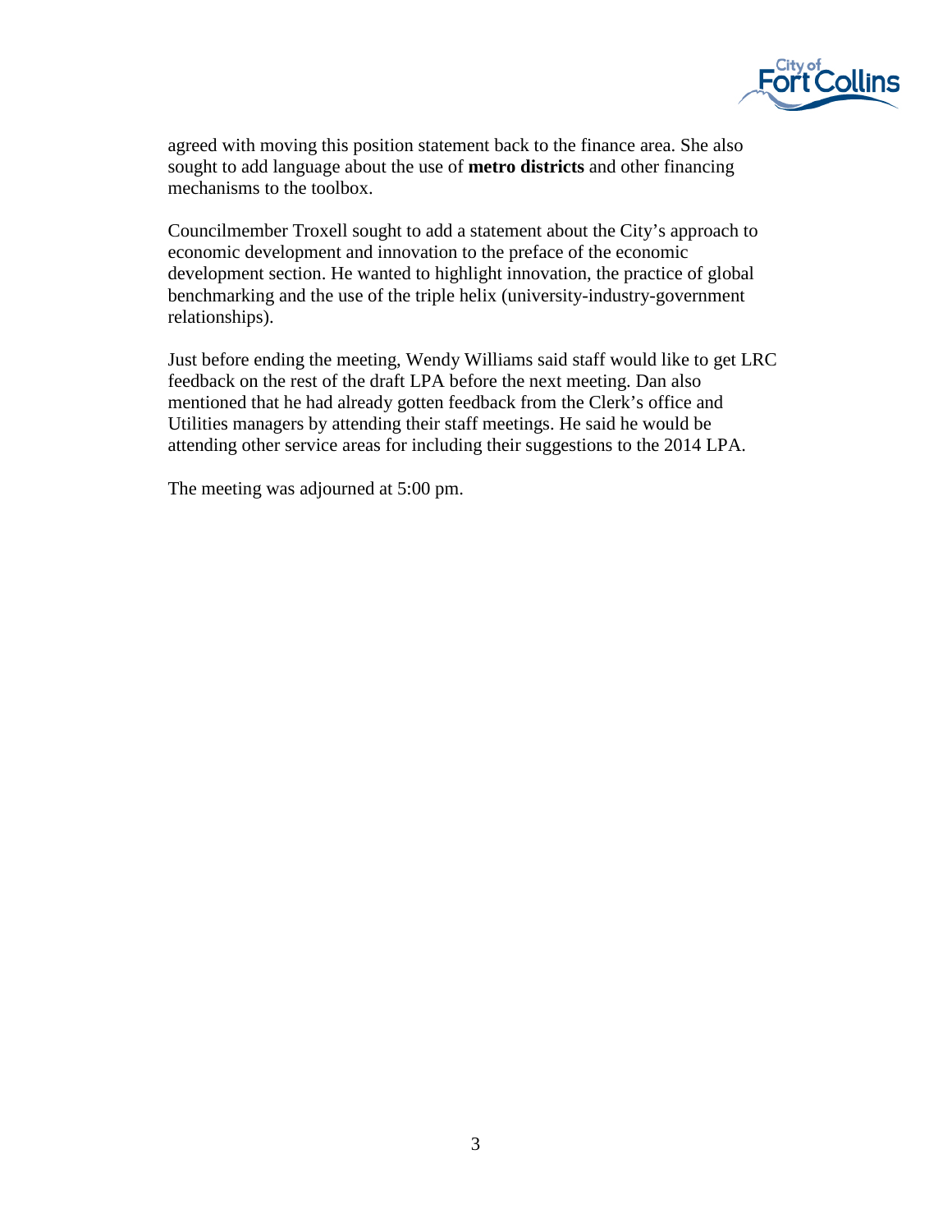agreed with moving this position statement back to the finance area. She also sought to add language about the use of **metro districts** and other financing mechanisms to the toolbox.

Councilmember Troxell sought to add a statement about the City's approach to economic development and innovation to the preface of the economic development section. He wanted to highlight innovation, the practice of global benchmarking and the use of the triple helix (university-industry-government relationships).

Just before ending the meeting, Wendy Williams said staff would like to get LRC feedback on the rest of the draft LPA before the next meeting. Dan also mentioned that he had already gotten feedback from the Clerk's office and Utilities managers by attending their staff meetings. He said he would be attending other service areas for including their suggestions to the 2014 LPA.

The meeting was adjourned at 5:00 pm.